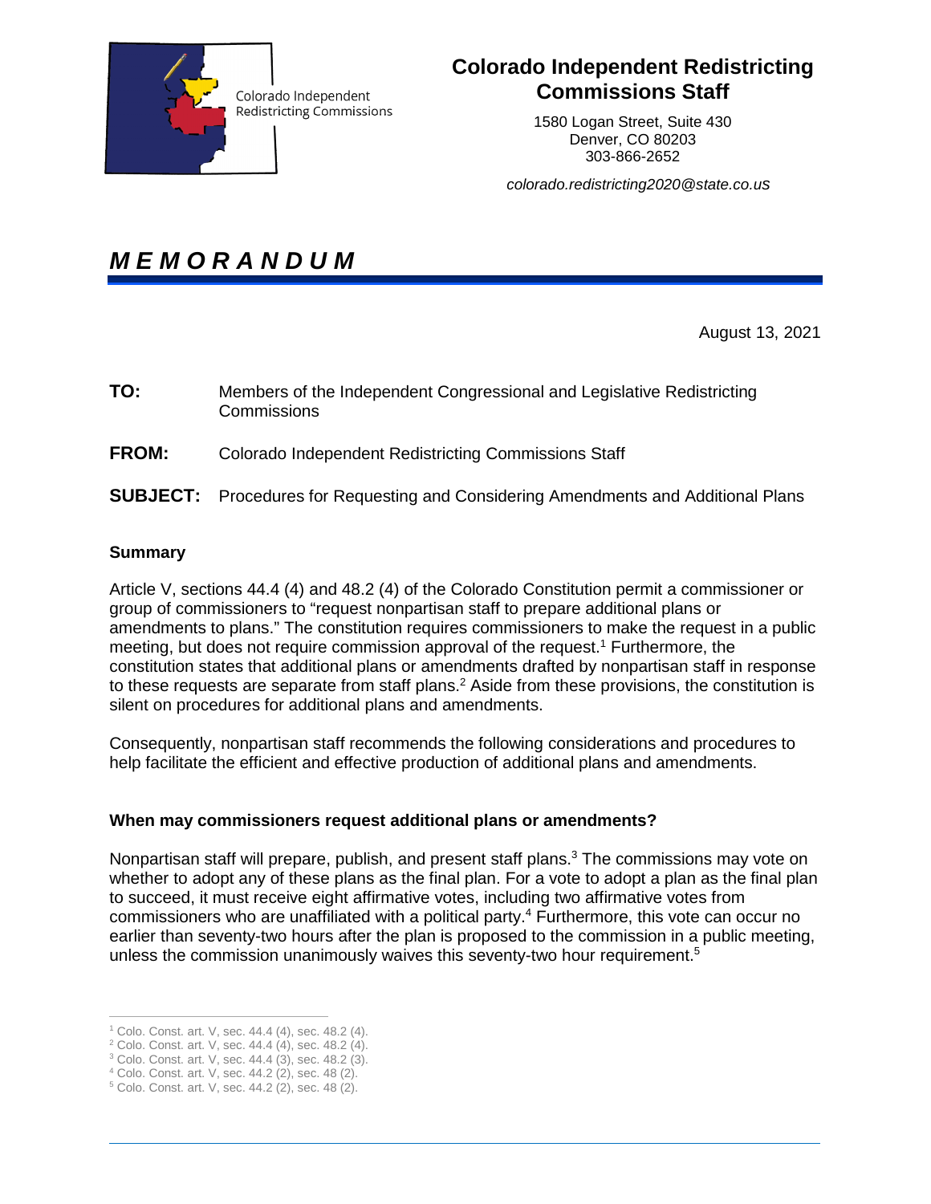Colorado Independent Redistricting Commissions

## Colorado Independent Redistricting Commissions Staff

1580 Logan Street, Suite 430
Denver, CO 80203
303-866-2652

*colorado.redistricting2020@state.co.us*

# *M E M O R A N D U M*

August 13, 2021

**TO:** Members of the Independent Congressional and Legislative Redistricting Commissions

**FROM:** Colorado Independent Redistricting Commissions Staff

**SUBJECT:** Procedures for Requesting and Considering Amendments and Additional Plans

### Summary

Article V, sections 44.4 (4) and 48.2 (4) of the Colorado Constitution permit a commissioner or group of commissioners to "request nonpartisan staff to prepare additional plans or amendments to plans." The constitution requires commissioners to make the request in a public meeting, but does not require commission approval of the request.[1] Furthermore, the constitution states that additional plans or amendments drafted by nonpartisan staff in response to these requests are separate from staff plans.[2] Aside from these provisions, the constitution is silent on procedures for additional plans and amendments.

Consequently, nonpartisan staff recommends the following considerations and procedures to help facilitate the efficient and effective production of additional plans and amendments.

### When may commissioners request additional plans or amendments?

Nonpartisan staff will prepare, publish, and present staff plans.[3] The commissions may vote on whether to adopt any of these plans as the final plan. For a vote to adopt a plan as the final plan to succeed, it must receive eight affirmative votes, including two affirmative votes from commissioners who are unaffiliated with a political party.[4] Furthermore, this vote can occur no earlier than seventy-two hours after the plan is proposed to the commission in a public meeting, unless the commission unanimously waives this seventy-two hour requirement.[5]

---

[1] Colo. Const. art. V, sec. 44.4 (4), sec. 48.2 (4).
[2] Colo. Const. art. V, sec. 44.4 (4), sec. 48.2 (4).
[3] Colo. Const. art. V, sec. 44.4 (3), sec. 48.2 (3).
[4] Colo. Const. art. V, sec. 44.2 (2), sec. 48 (2).
[5] Colo. Const. art. V, sec. 44.2 (2), sec. 48 (2).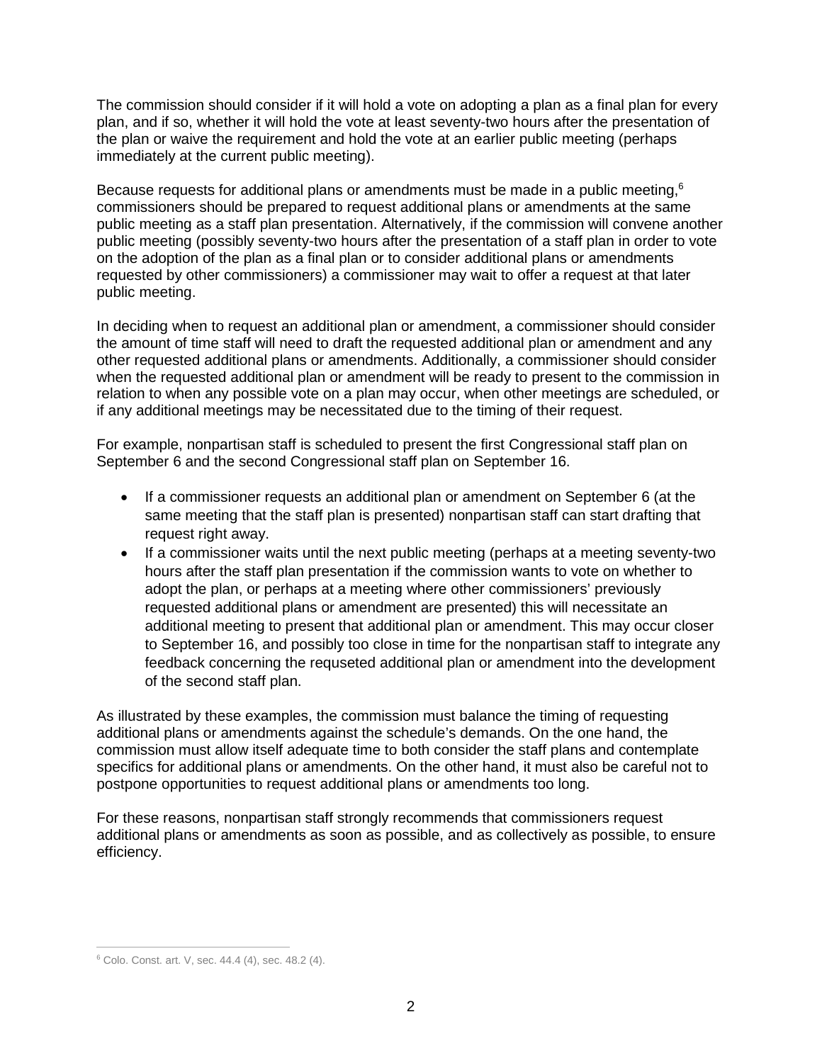The commission should consider if it will hold a vote on adopting a plan as a final plan for every plan, and if so, whether it will hold the vote at least seventy-two hours after the presentation of the plan or waive the requirement and hold the vote at an earlier public meeting (perhaps immediately at the current public meeting).

Because requests for additional plans or amendments must be made in a public meeting,[6] commissioners should be prepared to request additional plans or amendments at the same public meeting as a staff plan presentation. Alternatively, if the commission will convene another public meeting (possibly seventy-two hours after the presentation of a staff plan in order to vote on the adoption of the plan as a final plan or to consider additional plans or amendments requested by other commissioners) a commissioner may wait to offer a request at that later public meeting.

In deciding when to request an additional plan or amendment, a commissioner should consider the amount of time staff will need to draft the requested additional plan or amendment and any other requested additional plans or amendments. Additionally, a commissioner should consider when the requested additional plan or amendment will be ready to present to the commission in relation to when any possible vote on a plan may occur, when other meetings are scheduled, or if any additional meetings may be necessitated due to the timing of their request.

For example, nonpartisan staff is scheduled to present the first Congressional staff plan on September 6 and the second Congressional staff plan on September 16.

- If a commissioner requests an additional plan or amendment on September 6 (at the same meeting that the staff plan is presented) nonpartisan staff can start drafting that request right away.
- If a commissioner waits until the next public meeting (perhaps at a meeting seventy-two hours after the staff plan presentation if the commission wants to vote on whether to adopt the plan, or perhaps at a meeting where other commissioners' previously requested additional plans or amendment are presented) this will necessitate an additional meeting to present that additional plan or amendment. This may occur closer to September 16, and possibly too close in time for the nonpartisan staff to integrate any feedback concerning the requseted additional plan or amendment into the development of the second staff plan.

As illustrated by these examples, the commission must balance the timing of requesting additional plans or amendments against the schedule's demands. On the one hand, the commission must allow itself adequate time to both consider the staff plans and contemplate specifics for additional plans or amendments. On the other hand, it must also be careful not to postpone opportunities to request additional plans or amendments too long.

For these reasons, nonpartisan staff strongly recommends that commissioners request additional plans or amendments as soon as possible, and as collectively as possible, to ensure efficiency.

---

[6] Colo. Const. art. V, sec. 44.4 (4), sec. 48.2 (4).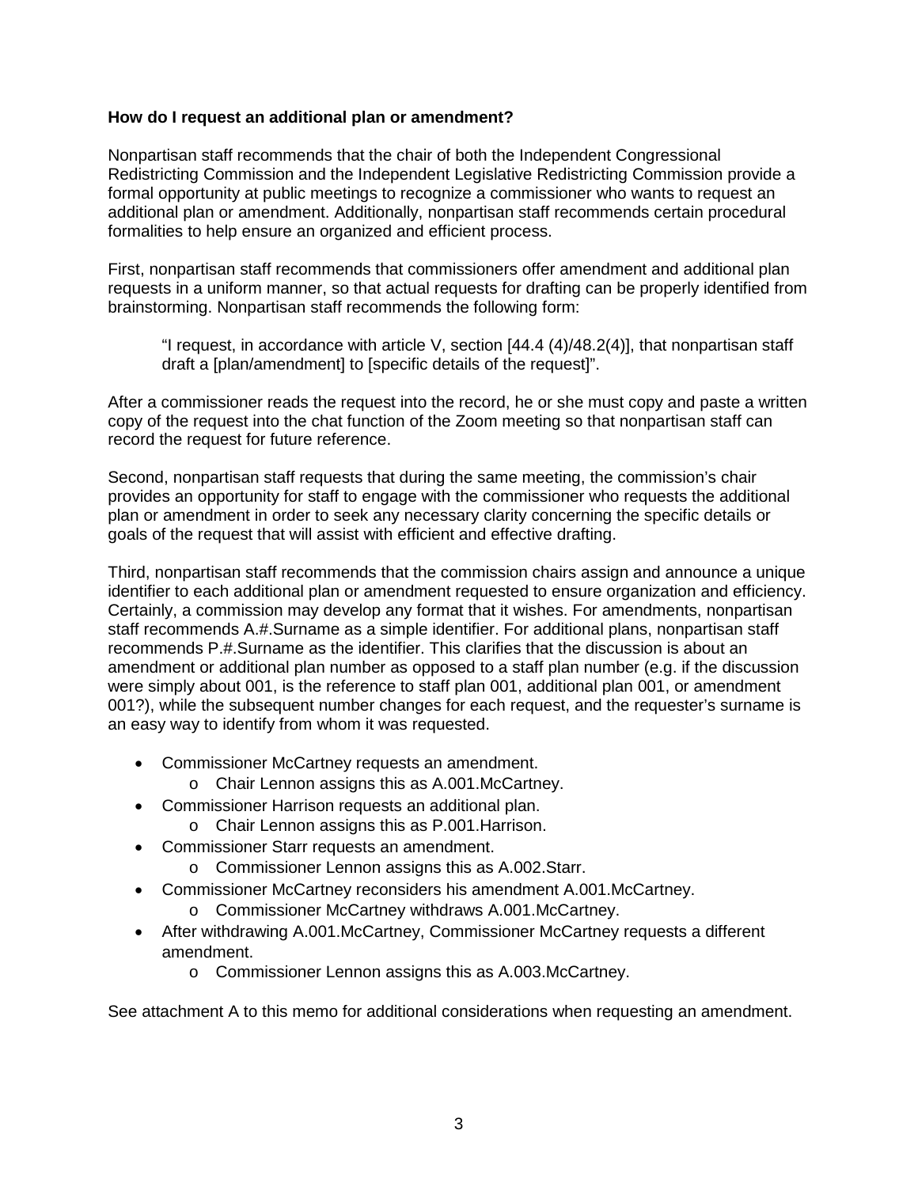**How do I request an additional plan or amendment?**

Nonpartisan staff recommends that the chair of both the Independent Congressional Redistricting Commission and the Independent Legislative Redistricting Commission provide a formal opportunity at public meetings to recognize a commissioner who wants to request an additional plan or amendment. Additionally, nonpartisan staff recommends certain procedural formalities to help ensure an organized and efficient process.

First, nonpartisan staff recommends that commissioners offer amendment and additional plan requests in a uniform manner, so that actual requests for drafting can be properly identified from brainstorming. Nonpartisan staff recommends the following form:

> "I request, in accordance with article V, section [44.4 (4)/48.2(4)], that nonpartisan staff draft a [plan/amendment] to [specific details of the request]".

After a commissioner reads the request into the record, he or she must copy and paste a written copy of the request into the chat function of the Zoom meeting so that nonpartisan staff can record the request for future reference.

Second, nonpartisan staff requests that during the same meeting, the commission's chair provides an opportunity for staff to engage with the commissioner who requests the additional plan or amendment in order to seek any necessary clarity concerning the specific details or goals of the request that will assist with efficient and effective drafting.

Third, nonpartisan staff recommends that the commission chairs assign and announce a unique identifier to each additional plan or amendment requested to ensure organization and efficiency. Certainly, a commission may develop any format that it wishes. For amendments, nonpartisan staff recommends A.#.Surname as a simple identifier. For additional plans, nonpartisan staff recommends P.#.Surname as the identifier. This clarifies that the discussion is about an amendment or additional plan number as opposed to a staff plan number (e.g. if the discussion were simply about 001, is the reference to staff plan 001, additional plan 001, or amendment 001?), while the subsequent number changes for each request, and the requester's surname is an easy way to identify from whom it was requested.

- Commissioner McCartney requests an amendment.
  - Chair Lennon assigns this as A.001.McCartney.
- Commissioner Harrison requests an additional plan.
  - Chair Lennon assigns this as P.001.Harrison.
- Commissioner Starr requests an amendment.
  - Commissioner Lennon assigns this as A.002.Starr.
- Commissioner McCartney reconsiders his amendment A.001.McCartney.
  - Commissioner McCartney withdraws A.001.McCartney.
- After withdrawing A.001.McCartney, Commissioner McCartney requests a different amendment.
  - Commissioner Lennon assigns this as A.003.McCartney.

See attachment A to this memo for additional considerations when requesting an amendment.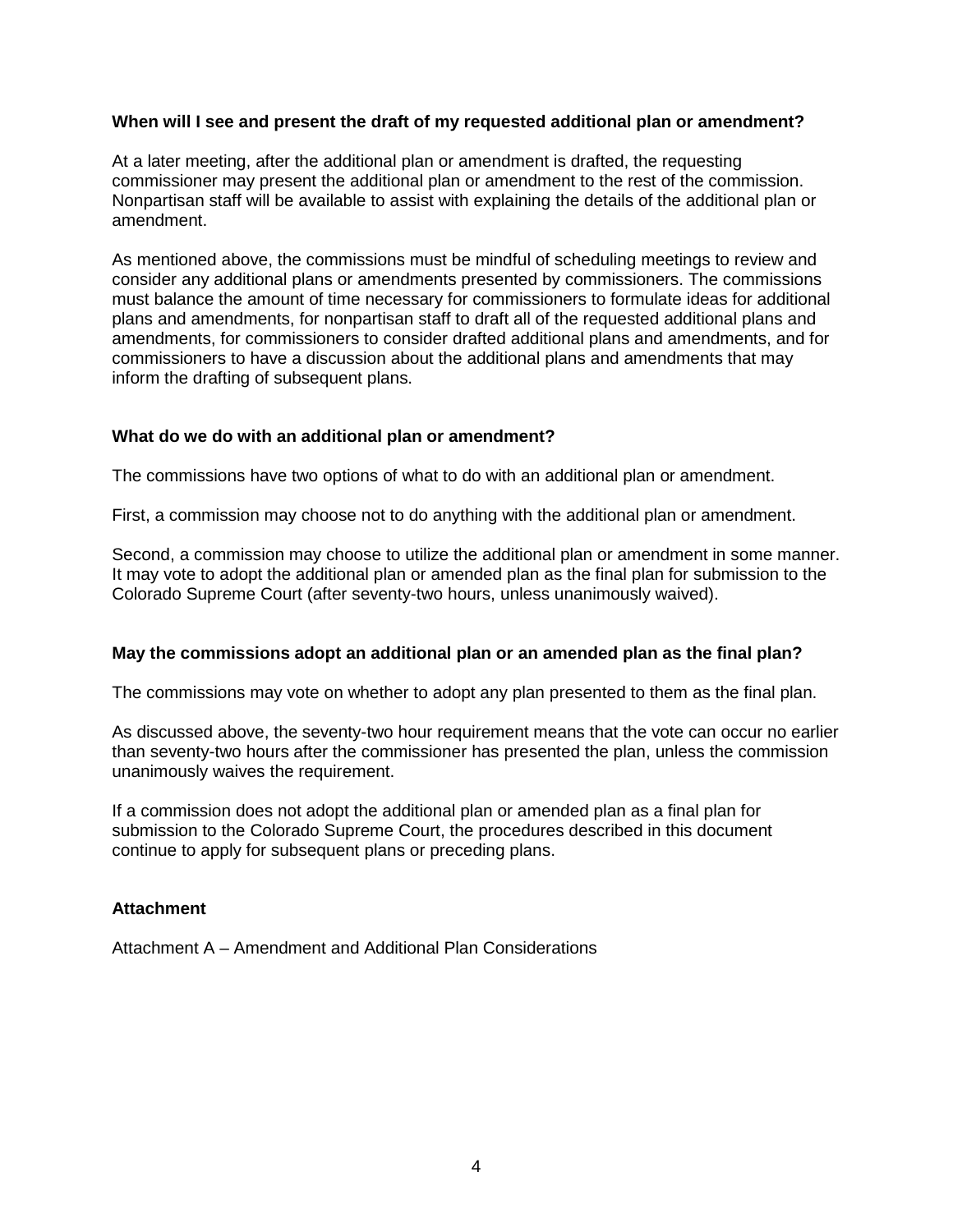**When will I see and present the draft of my requested additional plan or amendment?**

At a later meeting, after the additional plan or amendment is drafted, the requesting commissioner may present the additional plan or amendment to the rest of the commission. Nonpartisan staff will be available to assist with explaining the details of the additional plan or amendment.

As mentioned above, the commissions must be mindful of scheduling meetings to review and consider any additional plans or amendments presented by commissioners. The commissions must balance the amount of time necessary for commissioners to formulate ideas for additional plans and amendments, for nonpartisan staff to draft all of the requested additional plans and amendments, for commissioners to consider drafted additional plans and amendments, and for commissioners to have a discussion about the additional plans and amendments that may inform the drafting of subsequent plans.

**What do we do with an additional plan or amendment?**

The commissions have two options of what to do with an additional plan or amendment.

First, a commission may choose not to do anything with the additional plan or amendment.

Second, a commission may choose to utilize the additional plan or amendment in some manner. It may vote to adopt the additional plan or amended plan as the final plan for submission to the Colorado Supreme Court (after seventy-two hours, unless unanimously waived).

**May the commissions adopt an additional plan or an amended plan as the final plan?**

The commissions may vote on whether to adopt any plan presented to them as the final plan.

As discussed above, the seventy-two hour requirement means that the vote can occur no earlier than seventy-two hours after the commissioner has presented the plan, unless the commission unanimously waives the requirement.

If a commission does not adopt the additional plan or amended plan as a final plan for submission to the Colorado Supreme Court, the procedures described in this document continue to apply for subsequent plans or preceding plans.

**Attachment**

Attachment A – Amendment and Additional Plan Considerations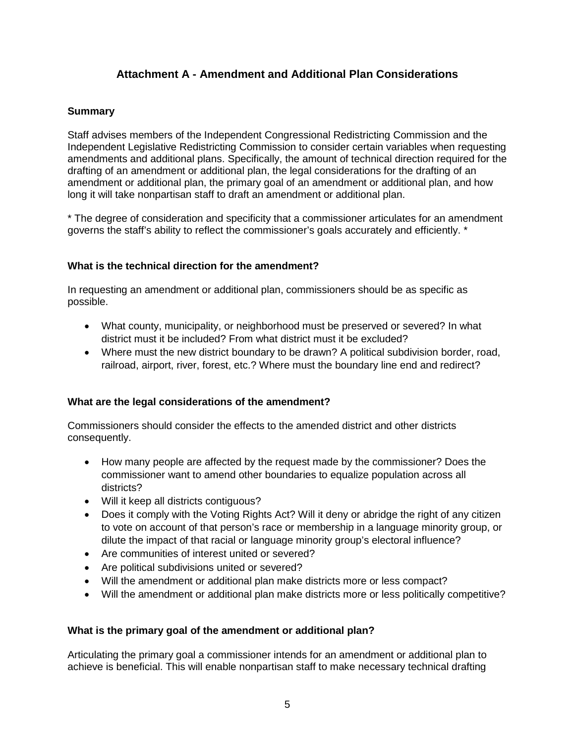## Attachment A - Amendment and Additional Plan Considerations

### Summary

Staff advises members of the Independent Congressional Redistricting Commission and the Independent Legislative Redistricting Commission to consider certain variables when requesting amendments and additional plans. Specifically, the amount of technical direction required for the drafting of an amendment or additional plan, the legal considerations for the drafting of an amendment or additional plan, the primary goal of an amendment or additional plan, and how long it will take nonpartisan staff to draft an amendment or additional plan.

* The degree of consideration and specificity that a commissioner articulates for an amendment governs the staff's ability to reflect the commissioner's goals accurately and efficiently. *

### What is the technical direction for the amendment?

In requesting an amendment or additional plan, commissioners should be as specific as possible.

- What county, municipality, or neighborhood must be preserved or severed? In what district must it be included? From what district must it be excluded?
- Where must the new district boundary to be drawn? A political subdivision border, road, railroad, airport, river, forest, etc.? Where must the boundary line end and redirect?

### What are the legal considerations of the amendment?

Commissioners should consider the effects to the amended district and other districts consequently.

- How many people are affected by the request made by the commissioner? Does the commissioner want to amend other boundaries to equalize population across all districts?
- Will it keep all districts contiguous?
- Does it comply with the Voting Rights Act? Will it deny or abridge the right of any citizen to vote on account of that person's race or membership in a language minority group, or dilute the impact of that racial or language minority group's electoral influence?
- Are communities of interest united or severed?
- Are political subdivisions united or severed?
- Will the amendment or additional plan make districts more or less compact?
- Will the amendment or additional plan make districts more or less politically competitive?

### What is the primary goal of the amendment or additional plan?

Articulating the primary goal a commissioner intends for an amendment or additional plan to achieve is beneficial. This will enable nonpartisan staff to make necessary technical drafting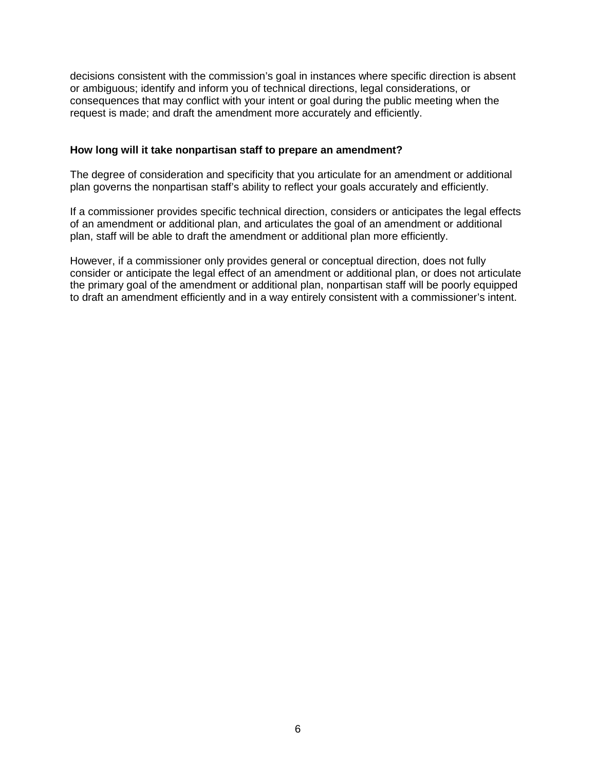decisions consistent with the commission's goal in instances where specific direction is absent or ambiguous; identify and inform you of technical directions, legal considerations, or consequences that may conflict with your intent or goal during the public meeting when the request is made; and draft the amendment more accurately and efficiently.

**How long will it take nonpartisan staff to prepare an amendment?**

The degree of consideration and specificity that you articulate for an amendment or additional plan governs the nonpartisan staff's ability to reflect your goals accurately and efficiently.

If a commissioner provides specific technical direction, considers or anticipates the legal effects of an amendment or additional plan, and articulates the goal of an amendment or additional plan, staff will be able to draft the amendment or additional plan more efficiently.

However, if a commissioner only provides general or conceptual direction, does not fully consider or anticipate the legal effect of an amendment or additional plan, or does not articulate the primary goal of the amendment or additional plan, nonpartisan staff will be poorly equipped to draft an amendment efficiently and in a way entirely consistent with a commissioner's intent.